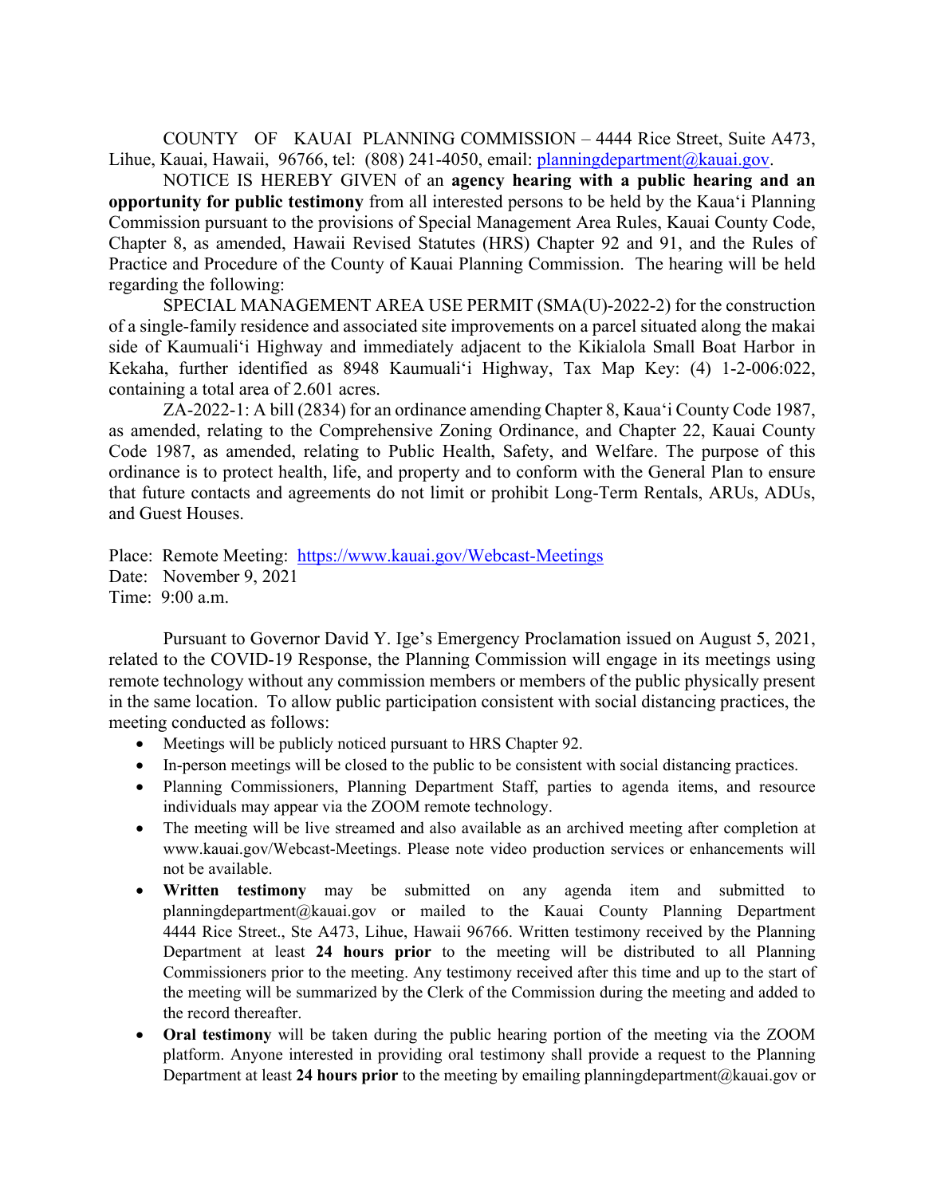COUNTY OF KAUAI PLANNING COMMISSION – 4444 Rice Street, Suite A473, Lihue, Kauai, Hawaii, 96766, tel: (808) 241-4050, email: planningdepartment@kauai.gov.

NOTICE IS HEREBY GIVEN of an **agency hearing with a public hearing and an opportunity for public testimony** from all interested persons to be held by the Kaua'i Planning Commission pursuant to the provisions of Special Management Area Rules, Kauai County Code, Chapter 8, as amended, Hawaii Revised Statutes (HRS) Chapter 92 and 91, and the Rules of Practice and Procedure of the County of Kauai Planning Commission. The hearing will be held regarding the following:

SPECIAL MANAGEMENT AREA USE PERMIT (SMA(U)-2022-2) for the construction of a single-family residence and associated site improvements on a parcel situated along the makai side of Kaumuali'i Highway and immediately adjacent to the Kikialola Small Boat Harbor in Kekaha, further identified as 8948 Kaumuali'i Highway, Tax Map Key: (4) 1-2-006:022, containing a total area of 2.601 acres.

ZA-2022-1: A bill (2834) for an ordinance amending Chapter 8, Kaua'i County Code 1987, as amended, relating to the Comprehensive Zoning Ordinance, and Chapter 22, Kauai County Code 1987, as amended, relating to Public Health, Safety, and Welfare. The purpose of this ordinance is to protect health, life, and property and to conform with the General Plan to ensure that future contacts and agreements do not limit or prohibit Long-Term Rentals, ARUs, ADUs, and Guest Houses.

Place: Remote Meeting: https://www.kauai.gov/Webcast-Meetings
Date: November 9, 2021
Time: 9:00 a.m.

Pursuant to Governor David Y. Ige's Emergency Proclamation issued on August 5, 2021, related to the COVID-19 Response, the Planning Commission will engage in its meetings using remote technology without any commission members or members of the public physically present in the same location. To allow public participation consistent with social distancing practices, the meeting conducted as follows:

- Meetings will be publicly noticed pursuant to HRS Chapter 92.
- In-person meetings will be closed to the public to be consistent with social distancing practices.
- Planning Commissioners, Planning Department Staff, parties to agenda items, and resource individuals may appear via the ZOOM remote technology.
- The meeting will be live streamed and also available as an archived meeting after completion at www.kauai.gov/Webcast-Meetings. Please note video production services or enhancements will not be available.
- **Written testimony** may be submitted on any agenda item and submitted to planningdepartment@kauai.gov or mailed to the Kauai County Planning Department 4444 Rice Street., Ste A473, Lihue, Hawaii 96766. Written testimony received by the Planning Department at least **24 hours prior** to the meeting will be distributed to all Planning Commissioners prior to the meeting. Any testimony received after this time and up to the start of the meeting will be summarized by the Clerk of the Commission during the meeting and added to the record thereafter.
- **Oral testimony** will be taken during the public hearing portion of the meeting via the ZOOM platform. Anyone interested in providing oral testimony shall provide a request to the Planning Department at least **24 hours prior** to the meeting by emailing planningdepartment@kauai.gov or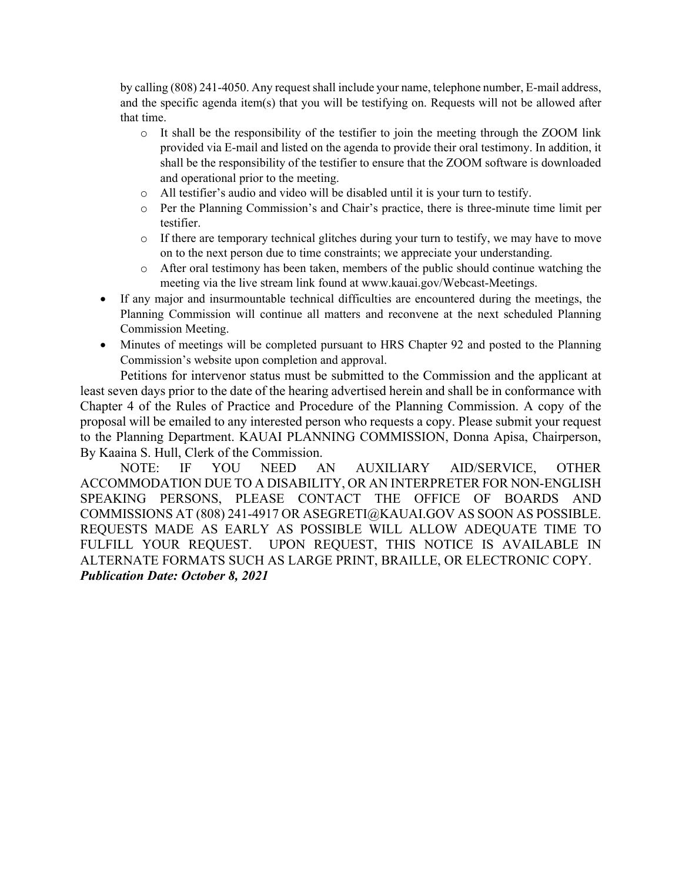by calling (808) 241-4050. Any request shall include your name, telephone number, E-mail address, and the specific agenda item(s) that you will be testifying on. Requests will not be allowed after that time.

- It shall be the responsibility of the testifier to join the meeting through the ZOOM link provided via E-mail and listed on the agenda to provide their oral testimony. In addition, it shall be the responsibility of the testifier to ensure that the ZOOM software is downloaded and operational prior to the meeting.
- All testifier's audio and video will be disabled until it is your turn to testify.
- Per the Planning Commission's and Chair's practice, there is three-minute time limit per testifier.
- If there are temporary technical glitches during your turn to testify, we may have to move on to the next person due to time constraints; we appreciate your understanding.
- After oral testimony has been taken, members of the public should continue watching the meeting via the live stream link found at www.kauai.gov/Webcast-Meetings.

- If any major and insurmountable technical difficulties are encountered during the meetings, the Planning Commission will continue all matters and reconvene at the next scheduled Planning Commission Meeting.
- Minutes of meetings will be completed pursuant to HRS Chapter 92 and posted to the Planning Commission's website upon completion and approval.

Petitions for intervenor status must be submitted to the Commission and the applicant at least seven days prior to the date of the hearing advertised herein and shall be in conformance with Chapter 4 of the Rules of Practice and Procedure of the Planning Commission. A copy of the proposal will be emailed to any interested person who requests a copy. Please submit your request to the Planning Department. KAUAI PLANNING COMMISSION, Donna Apisa, Chairperson, By Kaaina S. Hull, Clerk of the Commission.

NOTE: IF YOU NEED AN AUXILIARY AID/SERVICE, OTHER ACCOMMODATION DUE TO A DISABILITY, OR AN INTERPRETER FOR NON-ENGLISH SPEAKING PERSONS, PLEASE CONTACT THE OFFICE OF BOARDS AND COMMISSIONS AT (808) 241-4917 OR ASEGRETI@KAUAI.GOV AS SOON AS POSSIBLE. REQUESTS MADE AS EARLY AS POSSIBLE WILL ALLOW ADEQUATE TIME TO FULFILL YOUR REQUEST. UPON REQUEST, THIS NOTICE IS AVAILABLE IN ALTERNATE FORMATS SUCH AS LARGE PRINT, BRAILLE, OR ELECTRONIC COPY.

***Publication Date: October 8, 2021***